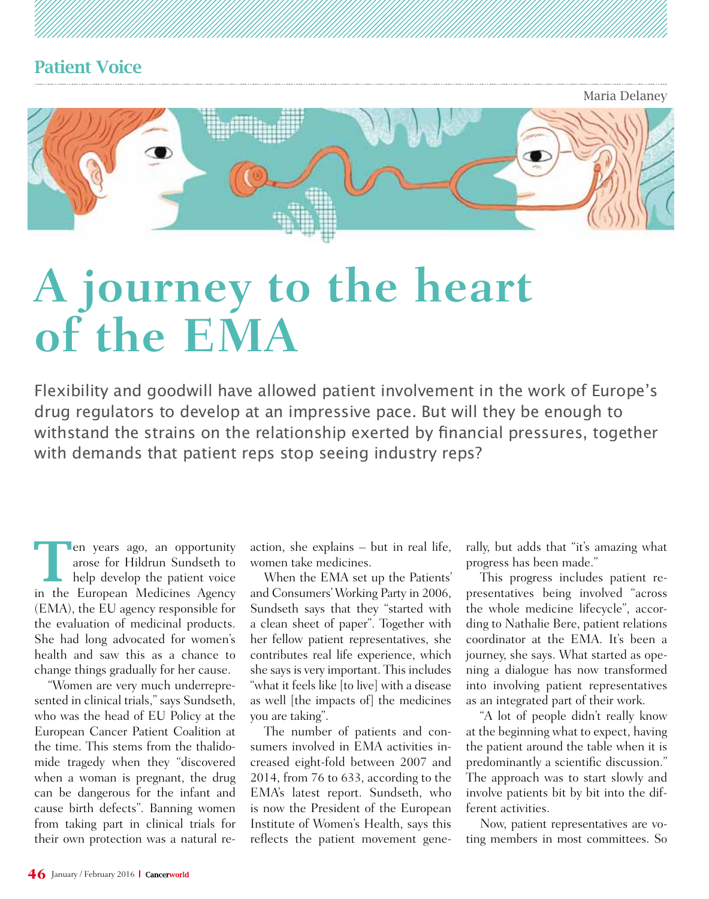## Patient Voice

Maria Delaney

# A journey to the heart of the EMA

Flexibility and goodwill have allowed patient involvement in the work of Europe's drug regulators to develop at an impressive pace. But will they be enough to withstand the strains on the relationship exerted by financial pressures, together with demands that patient reps stop seeing industry reps?

Ten years ago, an opportunity arose for Hildrun Sundseth to help develop the patient voice in the European Medicines Agency (EMA), the EU agency responsible for the evaluation of medicinal products. She had long advocated for women's health and saw this as a chance to change things gradually for her cause.

"Women are very much underrepresented in clinical trials," says Sundseth, who was the head of EU Policy at the European Cancer Patient Coalition at the time. This stems from the thalidomide tragedy when they "discovered when a woman is pregnant, the drug can be dangerous for the infant and cause birth defects". Banning women from taking part in clinical trials for their own protection was a natural reaction, she explains – but in real life, women take medicines.

When the EMA set up the Patients' and Consumers' Working Party in 2006, Sundseth says that they "started with a clean sheet of paper". Together with her fellow patient representatives, she contributes real life experience, which she says is very important. This includes "what it feels like [to live] with a disease as well [the impacts of] the medicines you are taking".

The number of patients and consumers involved in EMA activities increased eight-fold between 2007 and 2014, from 76 to 633, according to the EMA's latest report. Sundseth, who is now the President of the European Institute of Women's Health, says this reflects the patient movement generally, but adds that "it's amazing what progress has been made."

This progress includes patient representatives being involved "across the whole medicine lifecycle", according to Nathalie Bere, patient relations coordinator at the EMA. It's been a journey, she says. What started as opening a dialogue has now transformed into involving patient representatives as an integrated part of their work.

"A lot of people didn't really know at the beginning what to expect, having the patient around the table when it is predominantly a scientific discussion." The approach was to start slowly and involve patients bit by bit into the different activities.

Now, patient representatives are voting members in most committees. So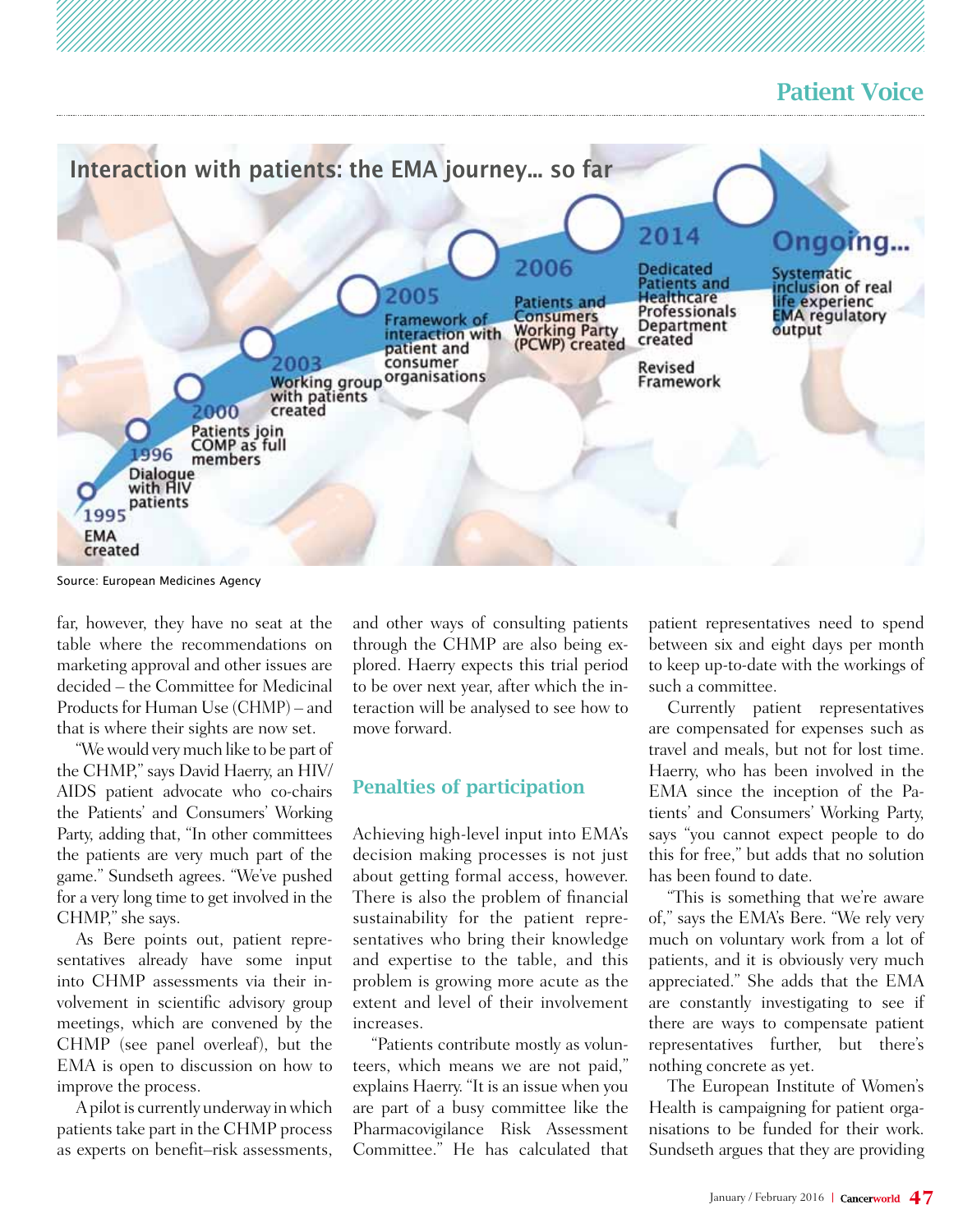## Interaction with patients: the EMA journey… so far

- **1995** EMA created
- **1996** Dialogue with HIV patients
- **2000** Patients join COMP as full members
- **2003** Working group with patients created
- **2005** Framework of interaction with patient and consumer organisations
- **2006** Patients and Consumers Working Party (PCWP) created
- **2014** Dedicated Patients and Healthcare Professionals Department created; Revised Framework
- **Ongoing…** Systematic inclusion of real life experienc EMA regulatory output

Source: European Medicines Agency

far, however, they have no seat at the table where the recommendations on marketing approval and other issues are decided – the Committee for Medicinal Products for Human Use (CHMP) – and that is where their sights are now set.

"We would very much like to be part of the CHMP," says David Haerry, an HIV/AIDS patient advocate who co-chairs the Patients' and Consumers' Working Party, adding that, "In other committees the patients are very much part of the game." Sundseth agrees. "We've pushed for a very long time to get involved in the CHMP," she says.

As Bere points out, patient representatives already have some input into CHMP assessments via their involvement in scientific advisory group meetings, which are convened by the CHMP (see panel overleaf), but the EMA is open to discussion on how to improve the process.

A pilot is currently underway in which patients take part in the CHMP process as experts on benefit–risk assessments, and other ways of consulting patients through the CHMP are also being explored. Haerry expects this trial period to be over next year, after which the interaction will be analysed to see how to move forward.

### Penalties of participation

Achieving high-level input into EMA's decision making processes is not just about getting formal access, however. There is also the problem of financial sustainability for the patient representatives who bring their knowledge and expertise to the table, and this problem is growing more acute as the extent and level of their involvement increases.

"Patients contribute mostly as volunteers, which means we are not paid," explains Haerry. "It is an issue when you are part of a busy committee like the Pharmacovigilance Risk Assessment Committee." He has calculated that patient representatives need to spend between six and eight days per month to keep up-to-date with the workings of such a committee.

Currently patient representatives are compensated for expenses such as travel and meals, but not for lost time. Haerry, who has been involved in the EMA since the inception of the Patients' and Consumers' Working Party, says "you cannot expect people to do this for free," but adds that no solution has been found to date.

"This is something that we're aware of," says the EMA's Bere. "We rely very much on voluntary work from a lot of patients, and it is obviously very much appreciated." She adds that the EMA are constantly investigating to see if there are ways to compensate patient representatives further, but there's nothing concrete as yet.

The European Institute of Women's Health is campaigning for patient organisations to be funded for their work. Sundseth argues that they are providing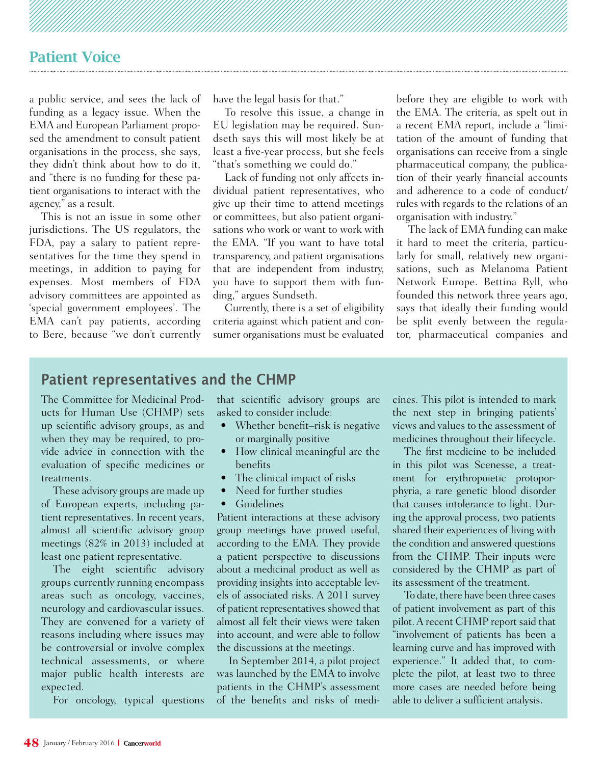a public service, and sees the lack of funding as a legacy issue. When the EMA and European Parliament proposed the amendment to consult patient organisations in the process, she says, they didn't think about how to do it, and "there is no funding for these patient organisations to interact with the agency," as a result.

This is not an issue in some other jurisdictions. The US regulators, the FDA, pay a salary to patient representatives for the time they spend in meetings, in addition to paying for expenses. Most members of FDA advisory committees are appointed as 'special government employees'. The EMA can't pay patients, according to Bere, because "we don't currently have the legal basis for that."

To resolve this issue, a change in EU legislation may be required. Sundseth says this will most likely be at least a five-year process, but she feels "that's something we could do."

Lack of funding not only affects individual patient representatives, who give up their time to attend meetings or committees, but also patient organisations who work or want to work with the EMA. "If you want to have total transparency, and patient organisations that are independent from industry, you have to support them with funding," argues Sundseth.

Currently, there is a set of eligibility criteria against which patient and consumer organisations must be evaluated before they are eligible to work with the EMA. The criteria, as spelt out in a recent EMA report, include a "limitation of the amount of funding that organisations can receive from a single pharmaceutical company, the publication of their yearly financial accounts and adherence to a code of conduct/rules with regards to the relations of an organisation with industry."

The lack of EMA funding can make it hard to meet the criteria, particularly for small, relatively new organisations, such as Melanoma Patient Network Europe. Bettina Ryll, who founded this network three years ago, says that ideally their funding would be split evenly between the regulator, pharmaceutical companies and

## Patient representatives and the CHMP

The Committee for Medicinal Products for Human Use (CHMP) sets up scientific advisory groups, as and when they may be required, to provide advice in connection with the evaluation of specific medicines or treatments.

These advisory groups are made up of European experts, including patient representatives. In recent years, almost all scientific advisory group meetings (82% in 2013) included at least one patient representative.

The eight scientific advisory groups currently running encompass areas such as oncology, vaccines, neurology and cardiovascular issues. They are convened for a variety of reasons including where issues may be controversial or involve complex technical assessments, or where major public health interests are expected.

For oncology, typical questions that scientific advisory groups are asked to consider include:

- Whether benefit–risk is negative or marginally positive
- How clinical meaningful are the benefits
- The clinical impact of risks
- Need for further studies
- Guidelines

Patient interactions at these advisory group meetings have proved useful, according to the EMA. They provide a patient perspective to discussions about a medicinal product as well as providing insights into acceptable levels of associated risks. A 2011 survey of patient representatives showed that almost all felt their views were taken into account, and were able to follow the discussions at the meetings.

In September 2014, a pilot project was launched by the EMA to involve patients in the CHMP's assessment of the benefits and risks of medicines. This pilot is intended to mark the next step in bringing patients' views and values to the assessment of medicines throughout their lifecycle.

The first medicine to be included in this pilot was Scenesse, a treatment for erythropoietic protoporphyria, a rare genetic blood disorder that causes intolerance to light. During the approval process, two patients shared their experiences of living with the condition and answered questions from the CHMP. Their inputs were considered by the CHMP as part of its assessment of the treatment.

To date, there have been three cases of patient involvement as part of this pilot. A recent CHMP report said that "involvement of patients has been a learning curve and has improved with experience." It added that, to complete the pilot, at least two to three more cases are needed before being able to deliver a sufficient analysis.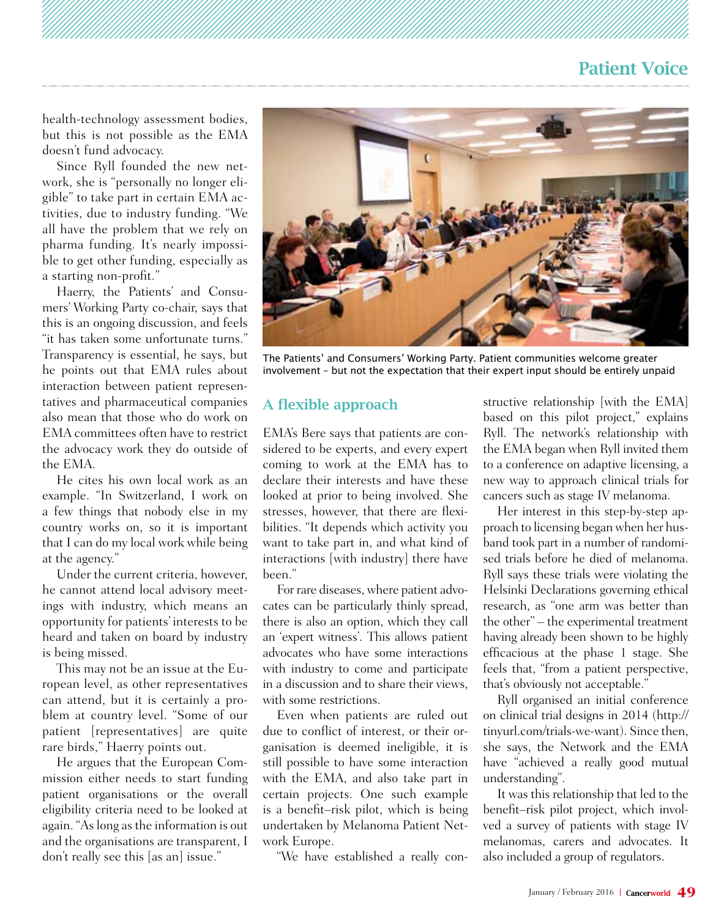health-technology assessment bodies, but this is not possible as the EMA doesn't fund advocacy.

Since Ryll founded the new network, she is "personally no longer eligible" to take part in certain EMA activities, due to industry funding. "We all have the problem that we rely on pharma funding. It's nearly impossible to get other funding, especially as a starting non-profit."

Haerry, the Patients' and Consumers' Working Party co-chair, says that this is an ongoing discussion, and feels "it has taken some unfortunate turns." Transparency is essential, he says, but he points out that EMA rules about interaction between patient representatives and pharmaceutical companies also mean that those who do work on EMA committees often have to restrict the advocacy work they do outside of the EMA.

He cites his own local work as an example. "In Switzerland, I work on a few things that nobody else in my country works on, so it is important that I can do my local work while being at the agency."

Under the current criteria, however, he cannot attend local advisory meetings with industry, which means an opportunity for patients' interests to be heard and taken on board by industry is being missed.

This may not be an issue at the European level, as other representatives can attend, but it is certainly a problem at country level. "Some of our patient [representatives] are quite rare birds," Haerry points out.

He argues that the European Commission either needs to start funding patient organisations or the overall eligibility criteria need to be looked at again. "As long as the information is out and the organisations are transparent, I don't really see this [as an] issue."

The Patients' and Consumers' Working Party. Patient communities welcome greater involvement – but not the expectation that their expert input should be entirely unpaid

## A flexible approach

EMA's Bere says that patients are considered to be experts, and every expert coming to work at the EMA has to declare their interests and have these looked at prior to being involved. She stresses, however, that there are flexibilities. "It depends which activity you want to take part in, and what kind of interactions [with industry] there have been."

For rare diseases, where patient advocates can be particularly thinly spread, there is also an option, which they call an 'expert witness'. This allows patient advocates who have some interactions with industry to come and participate in a discussion and to share their views, with some restrictions.

Even when patients are ruled out due to conflict of interest, or their organisation is deemed ineligible, it is still possible to have some interaction with the EMA, and also take part in certain projects. One such example is a benefit–risk pilot, which is being undertaken by Melanoma Patient Network Europe.

"We have established a really constructive relationship [with the EMA] based on this pilot project," explains Ryll. The network's relationship with the EMA began when Ryll invited them to a conference on adaptive licensing, a new way to approach clinical trials for cancers such as stage IV melanoma.

Her interest in this step-by-step approach to licensing began when her husband took part in a number of randomised trials before he died of melanoma. Ryll says these trials were violating the Helsinki Declarations governing ethical research, as "one arm was better than the other" – the experimental treatment having already been shown to be highly efficacious at the phase 1 stage. She feels that, "from a patient perspective, that's obviously not acceptable."

Ryll organised an initial conference on clinical trial designs in 2014 (http://tinyurl.com/trials-we-want). Since then, she says, the Network and the EMA have "achieved a really good mutual understanding".

It was this relationship that led to the benefit–risk pilot project, which involved a survey of patients with stage IV melanomas, carers and advocates. It also included a group of regulators.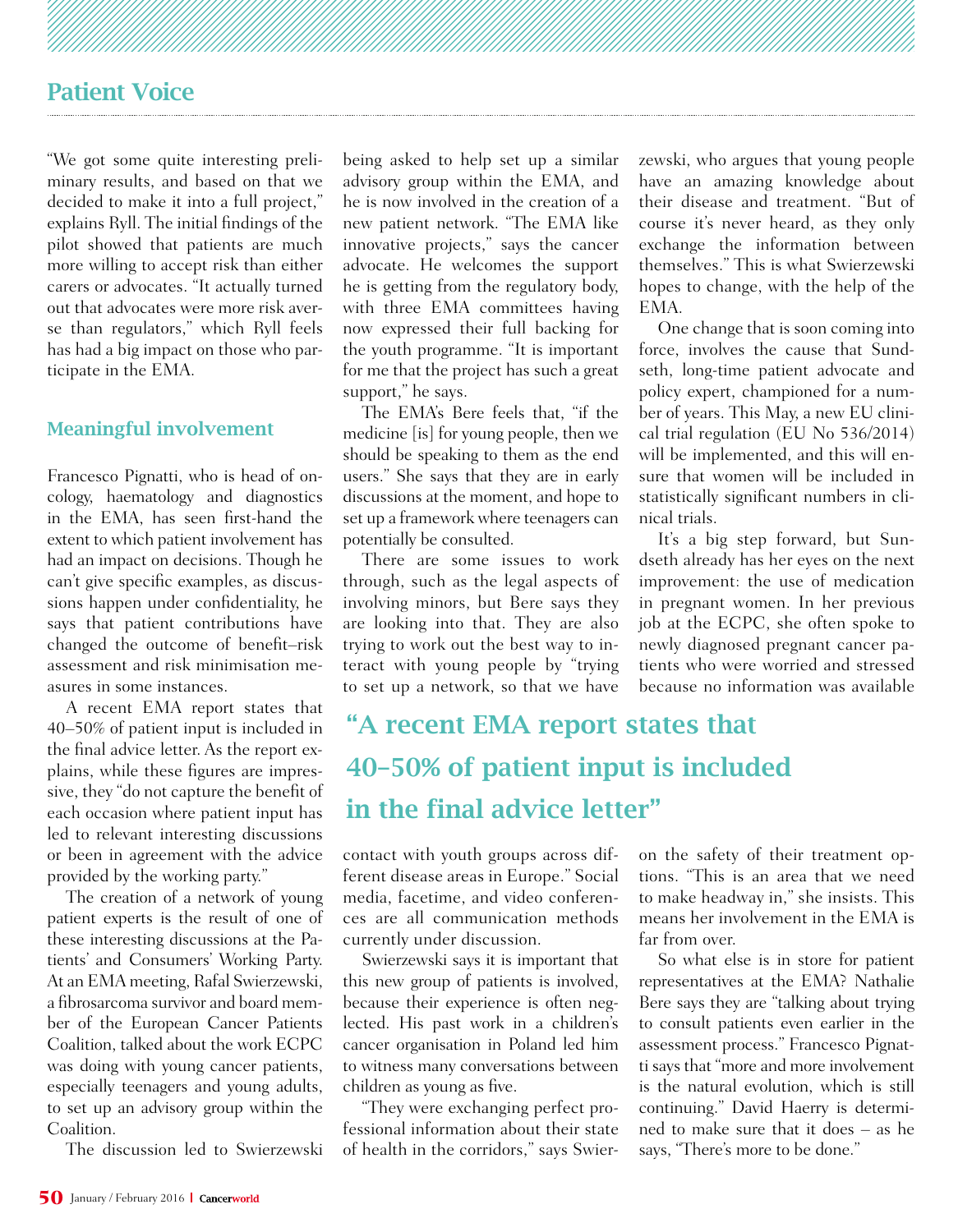"We got some quite interesting preliminary results, and based on that we decided to make it into a full project," explains Ryll. The initial findings of the pilot showed that patients are much more willing to accept risk than either carers or advocates. "It actually turned out that advocates were more risk averse than regulators," which Ryll feels has had a big impact on those who participate in the EMA.

### Meaningful involvement

Francesco Pignatti, who is head of oncology, haematology and diagnostics in the EMA, has seen first-hand the extent to which patient involvement has had an impact on decisions. Though he can't give specific examples, as discussions happen under confidentiality, he says that patient contributions have changed the outcome of benefit–risk assessment and risk minimisation measures in some instances.

A recent EMA report states that 40–50% of patient input is included in the final advice letter. As the report explains, while these figures are impressive, they "do not capture the benefit of each occasion where patient input has led to relevant interesting discussions or been in agreement with the advice provided by the working party."

The creation of a network of young patient experts is the result of one of these interesting discussions at the Patients' and Consumers' Working Party. At an EMA meeting, Rafal Swierzewski, a fibrosarcoma survivor and board member of the European Cancer Patients Coalition, talked about the work ECPC was doing with young cancer patients, especially teenagers and young adults, to set up an advisory group within the Coalition.

The discussion led to Swierzewski being asked to help set up a similar advisory group within the EMA, and he is now involved in the creation of a new patient network. "The EMA like innovative projects," says the cancer advocate. He welcomes the support he is getting from the regulatory body, with three EMA committees having now expressed their full backing for the youth programme. "It is important for me that the project has such a great support," he says.

The EMA's Bere feels that, "if the medicine [is] for young people, then we should be speaking to them as the end users." She says that they are in early discussions at the moment, and hope to set up a framework where teenagers can potentially be consulted.

There are some issues to work through, such as the legal aspects of involving minors, but Bere says they are looking into that. They are also trying to work out the best way to interact with young people by "trying to set up a network, so that we have contact with youth groups across different disease areas in Europe." Social media, facetime, and video conferences are all communication methods currently under discussion.

Swierzewski says it is important that this new group of patients is involved, because their experience is often neglected. His past work in a children's cancer organisation in Poland led him to witness many conversations between children as young as five.

"They were exchanging perfect professional information about their state of health in the corridors," says Swierzewski, who argues that young people have an amazing knowledge about their disease and treatment. "But of course it's never heard, as they only exchange the information between themselves." This is what Swierzewski hopes to change, with the help of the EMA.

One change that is soon coming into force, involves the cause that Sundseth, long-time patient advocate and policy expert, championed for a number of years. This May, a new EU clinical trial regulation (EU No 536/2014) will be implemented, and this will ensure that women will be included in statistically significant numbers in clinical trials.

It's a big step forward, but Sundseth already has her eyes on the next improvement: the use of medication in pregnant women. In her previous job at the ECPC, she often spoke to newly diagnosed pregnant cancer patients who were worried and stressed because no information was available on the safety of their treatment options. "This is an area that we need to make headway in," she insists. This means her involvement in the EMA is far from over.

So what else is in store for patient representatives at the EMA? Nathalie Bere says they are "talking about trying to consult patients even earlier in the assessment process." Francesco Pignatti says that "more and more involvement is the natural evolution, which is still continuing." David Haerry is determined to make sure that it does – as he says, "There's more to be done."

**"A recent EMA report states that 40–50% of patient input is included in the final advice letter"**